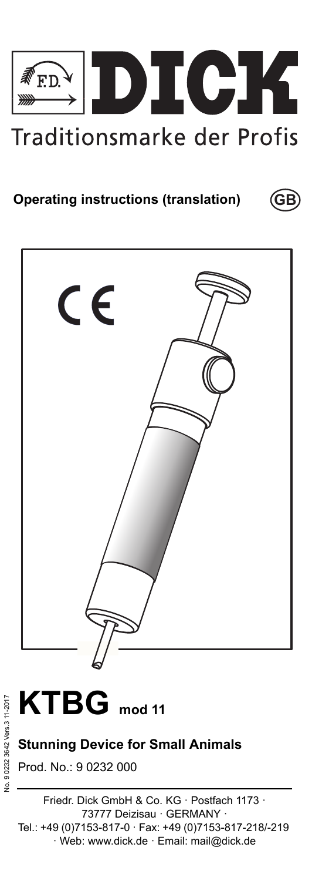# DICK

Traditionsmarke der Profis

**Operating instructions (translation)** GB

CE

# KTBG mod 11

## Stunning Device for Small Animals

Prod. No.: 9 0232 000

No. 9 0232 3642 Vers.3 11-2017

Friedr. Dick GmbH & Co. KG · Postfach 1173 · 73777 Deizisau · GERMANY · Tel.: +49 (0)7153-817-0 · Fax: +49 (0)7153-817-218/-219 · Web: www.dick.de · Email: mail@dick.de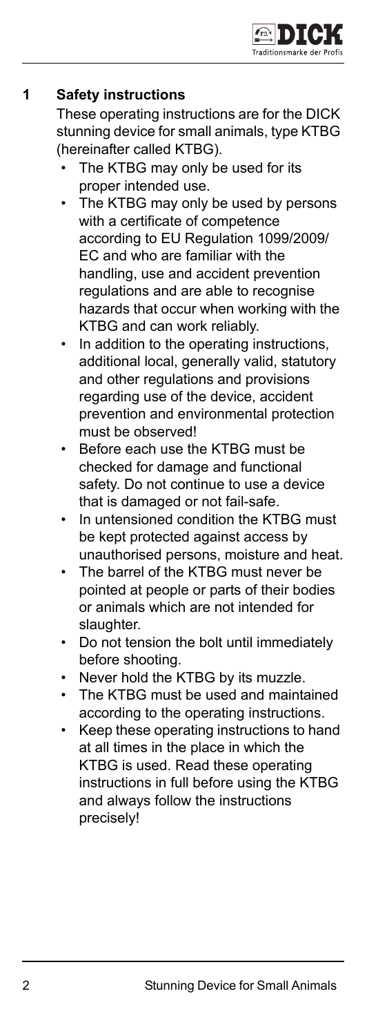## 1 Safety instructions

These operating instructions are for the DICK stunning device for small animals, type KTBG (hereinafter called KTBG).

- The KTBG may only be used for its proper intended use.
- The KTBG may only be used by persons with a certificate of competence according to EU Regulation 1099/2009/ EC and who are familiar with the handling, use and accident prevention regulations and are able to recognise hazards that occur when working with the KTBG and can work reliably.
- In addition to the operating instructions, additional local, generally valid, statutory and other regulations and provisions regarding use of the device, accident prevention and environmental protection must be observed!
- Before each use the KTBG must be checked for damage and functional safety. Do not continue to use a device that is damaged or not fail-safe.
- In untensioned condition the KTBG must be kept protected against access by unauthorised persons, moisture and heat.
- The barrel of the KTBG must never be pointed at people or parts of their bodies or animals which are not intended for slaughter.
- Do not tension the bolt until immediately before shooting.
- Never hold the KTBG by its muzzle.
- The KTBG must be used and maintained according to the operating instructions.
- Keep these operating instructions to hand at all times in the place in which the KTBG is used. Read these operating instructions in full before using the KTBG and always follow the instructions precisely!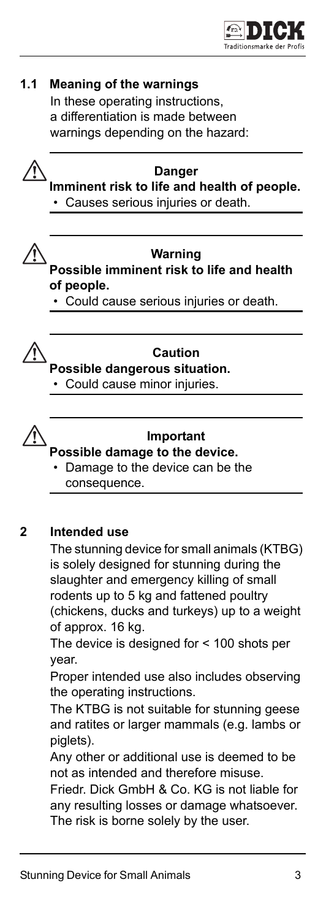## 1.1 Meaning of the warnings

In these operating instructions, a differentiation is made between warnings depending on the hazard:

---

**Danger**

**Imminent risk to life and health of people.**

- Causes serious injuries or death.

---

**Warning**

**Possible imminent risk to life and health of people.**

- Could cause serious injuries or death.

---

**Caution**

**Possible dangerous situation.**

- Could cause minor injuries.

---

**Important**

**Possible damage to the device.**

- Damage to the device can be the consequence.

---

## 2 Intended use

The stunning device for small animals (KTBG) is solely designed for stunning during the slaughter and emergency killing of small rodents up to 5 kg and fattened poultry (chickens, ducks and turkeys) up to a weight of approx. 16 kg.

The device is designed for < 100 shots per year.

Proper intended use also includes observing the operating instructions.

The KTBG is not suitable for stunning geese and ratites or larger mammals (e.g. lambs or piglets).

Any other or additional use is deemed to be not as intended and therefore misuse.

Friedr. Dick GmbH & Co. KG is not liable for any resulting losses or damage whatsoever. The risk is borne solely by the user.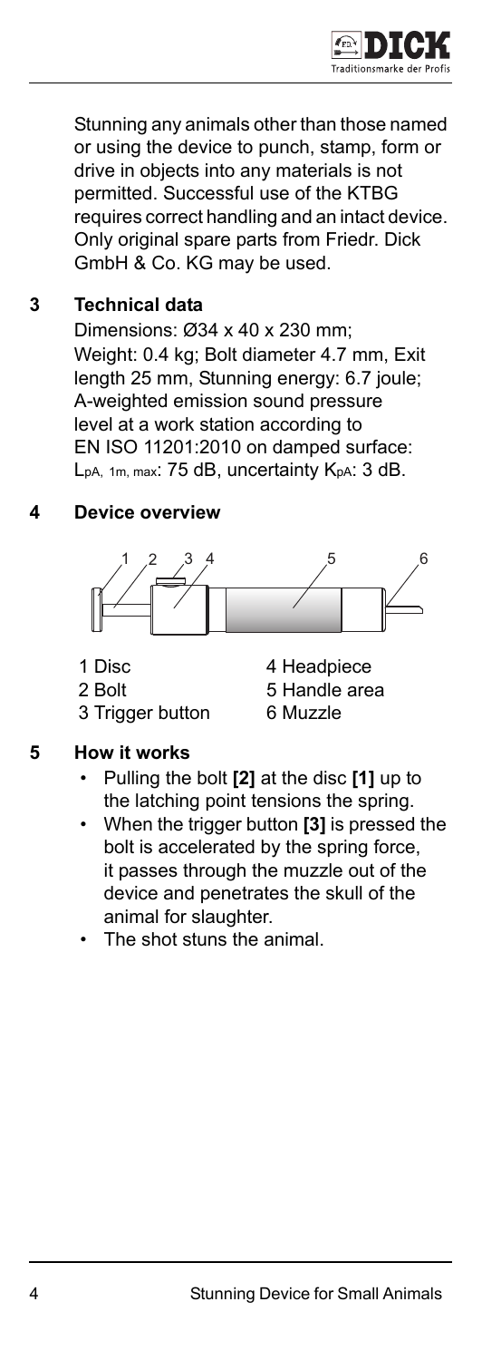Stunning any animals other than those named or using the device to punch, stamp, form or drive in objects into any materials is not permitted. Successful use of the KTBG requires correct handling and an intact device. Only original spare parts from Friedr. Dick GmbH & Co. KG may be used.

## 3 Technical data

Dimensions: Ø34 x 40 x 230 mm; Weight: 0.4 kg; Bolt diameter 4.7 mm, Exit length 25 mm, Stunning energy: 6.7 joule; A-weighted emission sound pressure level at a work station according to EN ISO 11201:2010 on damped surface: $L_{pA,\ 1m,\ max}$: 75 dB, uncertainty $K_{pA}$: 3 dB.

## 4 Device overview

1 Disc
2 Bolt
3 Trigger button
4 Headpiece
5 Handle area
6 Muzzle

## 5 How it works

- Pulling the bolt **[2]** at the disc **[1]** up to the latching point tensions the spring.
- When the trigger button **[3]** is pressed the bolt is accelerated by the spring force, it passes through the muzzle out of the device and penetrates the skull of the animal for slaughter.
- The shot stuns the animal.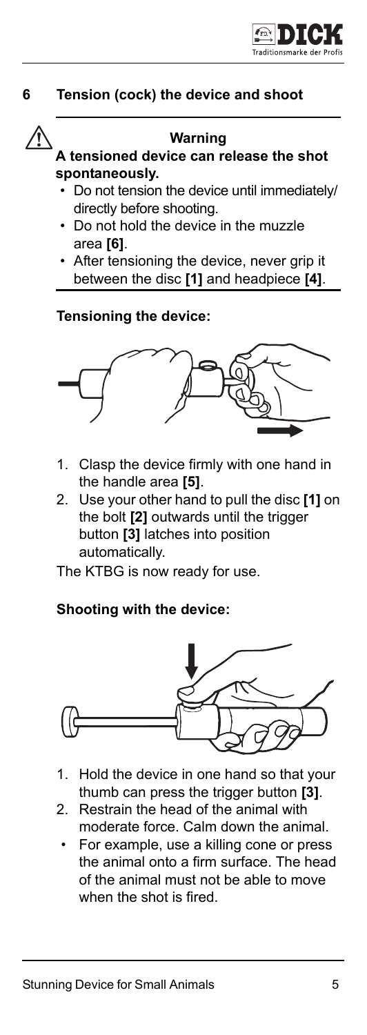## 6 Tension (cock) the device and shoot

⚠ **Warning**

**A tensioned device can release the shot spontaneously.**

- Do not tension the device until immediately/ directly before shooting.
- Do not hold the device in the muzzle area **[6]**.
- After tensioning the device, never grip it between the disc **[1]** and headpiece **[4]**.

### Tensioning the device:

1. Clasp the device firmly with one hand in the handle area **[5]**.
2. Use your other hand to pull the disc **[1]** on the bolt **[2]** outwards until the trigger button **[3]** latches into position automatically.

The KTBG is now ready for use.

### Shooting with the device:

1. Hold the device in one hand so that your thumb can press the trigger button **[3]**.
2. Restrain the head of the animal with moderate force. Calm down the animal.
   - For example, use a killing cone or press the animal onto a firm surface. The head of the animal must not be able to move when the shot is fired.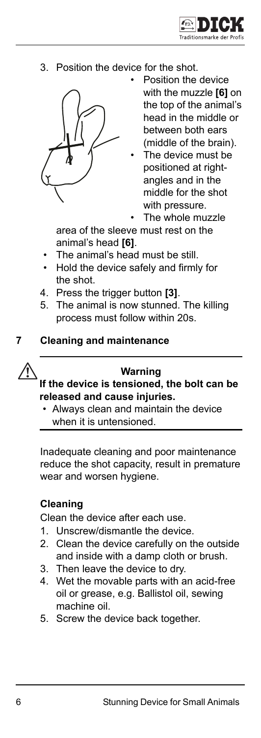3. Position the device for the shot.
   - Position the device with the muzzle **[6]** on the top of the animal's head in the middle or between both ears (middle of the brain).
   - The device must be positioned at right-angles and in the middle for the shot with pressure.
   - The whole muzzle area of the sleeve must rest on the animal's head **[6]**.
   - The animal's head must be still.
   - Hold the device safely and firmly for the shot.
4. Press the trigger button **[3]**.
5. The animal is now stunned. The killing process must follow within 20s.

## 7 Cleaning and maintenance

**Warning**

**If the device is tensioned, the bolt can be released and cause injuries.**

- Always clean and maintain the device when it is untensioned.

Inadequate cleaning and poor maintenance reduce the shot capacity, result in premature wear and worsen hygiene.

### Cleaning

Clean the device after each use.

1. Unscrew/dismantle the device.
2. Clean the device carefully on the outside and inside with a damp cloth or brush.
3. Then leave the device to dry.
4. Wet the movable parts with an acid-free oil or grease, e.g. Ballistol oil, sewing machine oil.
5. Screw the device back together.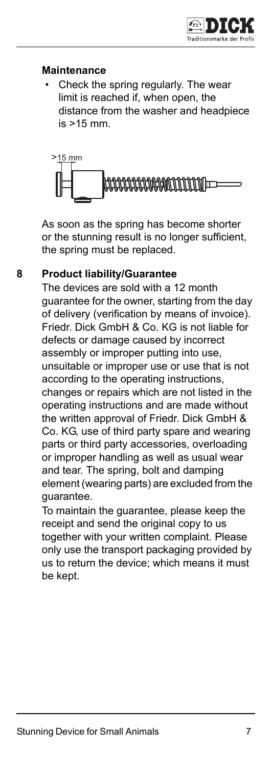**Maintenance**

- Check the spring regularly. The wear limit is reached if, when open, the distance from the washer and headpiece is >15 mm.

As soon as the spring has become shorter or the stunning result is no longer sufficient, the spring must be replaced.

## 8 Product liability/Guarantee

The devices are sold with a 12 month guarantee for the owner, starting from the day of delivery (verification by means of invoice). Friedr. Dick GmbH & Co. KG is not liable for defects or damage caused by incorrect assembly or improper putting into use, unsuitable or improper use or use that is not according to the operating instructions, changes or repairs which are not listed in the operating instructions and are made without the written approval of Friedr. Dick GmbH & Co. KG, use of third party spare and wearing parts or third party accessories, overloading or improper handling as well as usual wear and tear. The spring, bolt and damping element (wearing parts) are excluded from the guarantee.

To maintain the guarantee, please keep the receipt and send the original copy to us together with your written complaint. Please only use the transport packaging provided by us to return the device; which means it must be kept.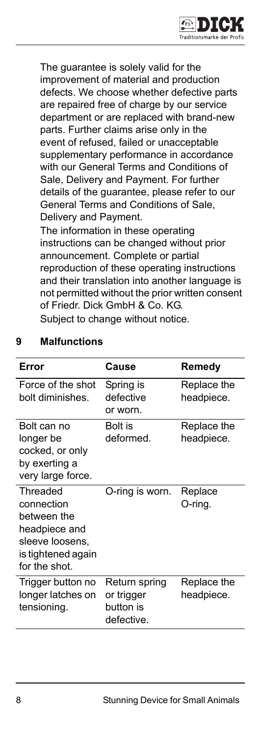The guarantee is solely valid for the improvement of material and production defects. We choose whether defective parts are repaired free of charge by our service department or are replaced with brand-new parts. Further claims arise only in the event of refused, failed or unacceptable supplementary performance in accordance with our General Terms and Conditions of Sale, Delivery and Payment. For further details of the guarantee, please refer to our General Terms and Conditions of Sale, Delivery and Payment.

The information in these operating instructions can be changed without prior announcement. Complete or partial reproduction of these operating instructions and their translation into another language is not permitted without the prior written consent of Friedr. Dick GmbH & Co. KG.

Subject to change without notice.

## 9 Malfunctions

| Error | Cause | Remedy |
|---|---|---|
| Force of the shot bolt diminishes. | Spring is defective or worn. | Replace the headpiece. |
| Bolt can no longer be cocked, or only by exerting a very large force. | Bolt is deformed. | Replace the headpiece. |
| Threaded connection between the headpiece and sleeve loosens, is tightened again for the shot. | O-ring is worn. | Replace O-ring. |
| Trigger button no longer latches on tensioning. | Return spring or trigger button is defective. | Replace the headpiece. |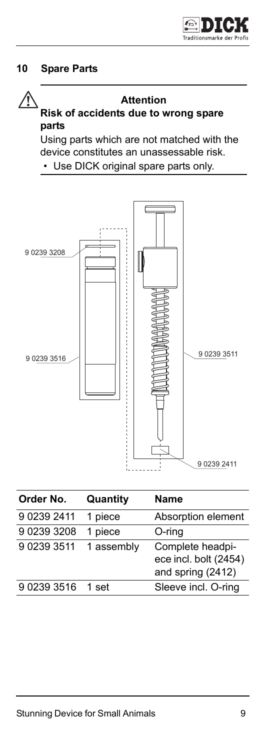## 10 Spare Parts

> ⚠ **Attention**
>
> **Risk of accidents due to wrong spare parts**
>
> Using parts which are not matched with the device constitutes an unassessable risk.
>
> • Use DICK original spare parts only.

9 0239 3208

9 0239 3516

9 0239 3511

9 0239 2411

| Order No. | Quantity | Name |
|---|---|---|
| 9 0239 2411 | 1 piece | Absorption element |
| 9 0239 3208 | 1 piece | O-ring |
| 9 0239 3511 | 1 assembly | Complete headpiece incl. bolt (2454) and spring (2412) |
| 9 0239 3516 | 1 set | Sleeve incl. O-ring |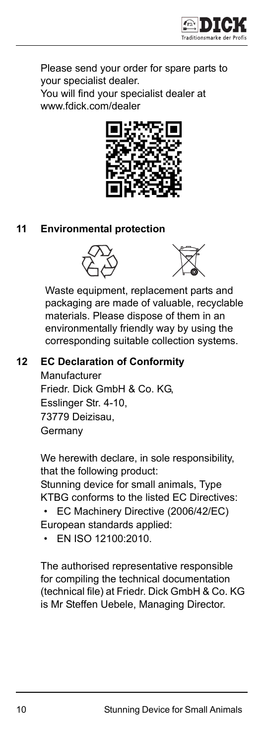Please send your order for spare parts to your specialist dealer.
You will find your specialist dealer at www.fdick.com/dealer

## 11 Environmental protection

Waste equipment, replacement parts and packaging are made of valuable, recyclable materials. Please dispose of them in an environmentally friendly way by using the corresponding suitable collection systems.

## 12 EC Declaration of Conformity

Manufacturer
Friedr. Dick GmbH & Co. KG,
Esslinger Str. 4-10,
73779 Deizisau,
Germany

We herewith declare, in sole responsibility, that the following product:
Stunning device for small animals, Type KTBG conforms to the listed EC Directives:

- EC Machinery Directive (2006/42/EC)

European standards applied:

- EN ISO 12100:2010.

The authorised representative responsible for compiling the technical documentation (technical file) at Friedr. Dick GmbH & Co. KG is Mr Steffen Uebele, Managing Director.